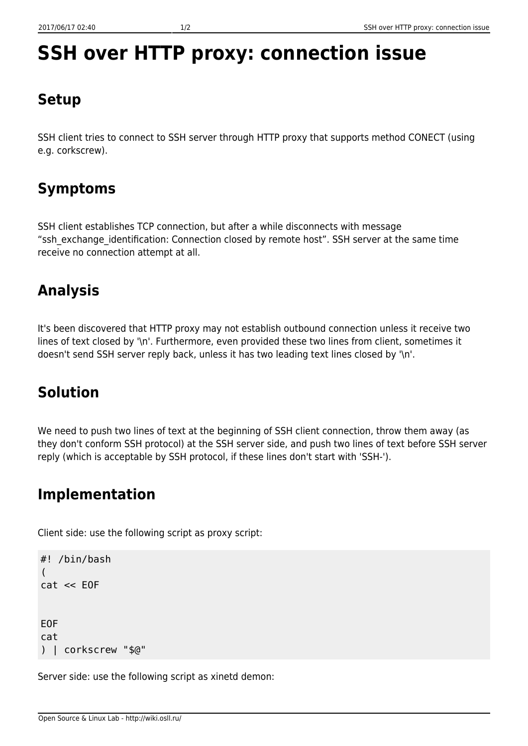# SSH over HTTP proxy: connection issue

## Setup

SSH client tries to connect to SSH server through HTTP proxy that supports method CONECT (using e.g. corkscrew).

## Symptoms

SSH client establishes TCP connection, but after a while disconnects with message “ssh_exchange_identification: Connection closed by remote host”. SSH server at the same time receive no connection attempt at all.

## Analysis

It's been discovered that HTTP proxy may not establish outbound connection unless it receive two lines of text closed by '\n'. Furthermore, even provided these two lines from client, sometimes it doesn't send SSH server reply back, unless it has two leading text lines closed by '\n'.

## Solution

We need to push two lines of text at the beginning of SSH client connection, throw them away (as they don't conform SSH protocol) at the SSH server side, and push two lines of text before SSH server reply (which is acceptable by SSH protocol, if these lines don't start with 'SSH-').

## Implementation

Client side: use the following script as proxy script:

```
#! /bin/bash
(
cat << EOF


EOF
cat
) | corkscrew "$@"
```

Server side: use the following script as xinetd demon: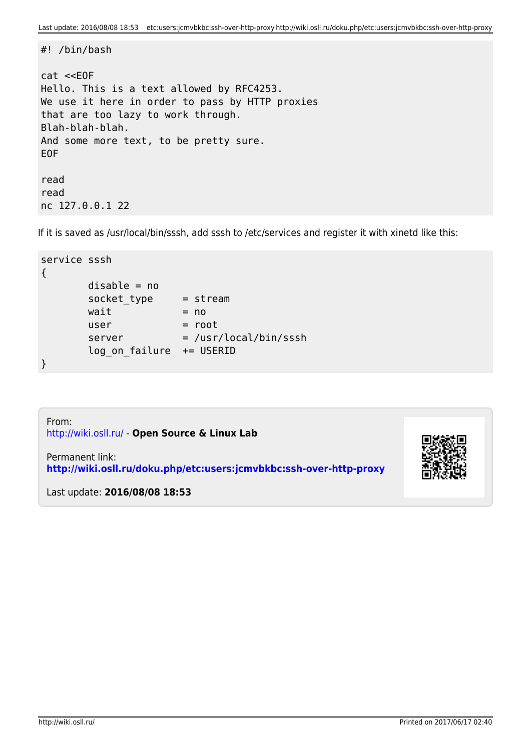```
#! /bin/bash

cat <<EOF
Hello. This is a text allowed by RFC4253.
We use it here in order to pass by HTTP proxies
that are too lazy to work through.
Blah-blah-blah.
And some more text, to be pretty sure.
EOF

read
read
nc 127.0.0.1 22
```

If it is saved as /usr/local/bin/sssh, add sssh to /etc/services and register it with xinetd like this:

```
service sssh
{
        disable = no
        socket_type     = stream
        wait            = no
        user            = root
        server          = /usr/local/bin/sssh
        log_on_failure  += USERID
}
```

From:
http://wiki.osll.ru/ - **Open Source & Linux Lab**

Permanent link:
**http://wiki.osll.ru/doku.php/etc:users:jcmvbkbc:ssh-over-http-proxy**

Last update: **2016/08/08 18:53**